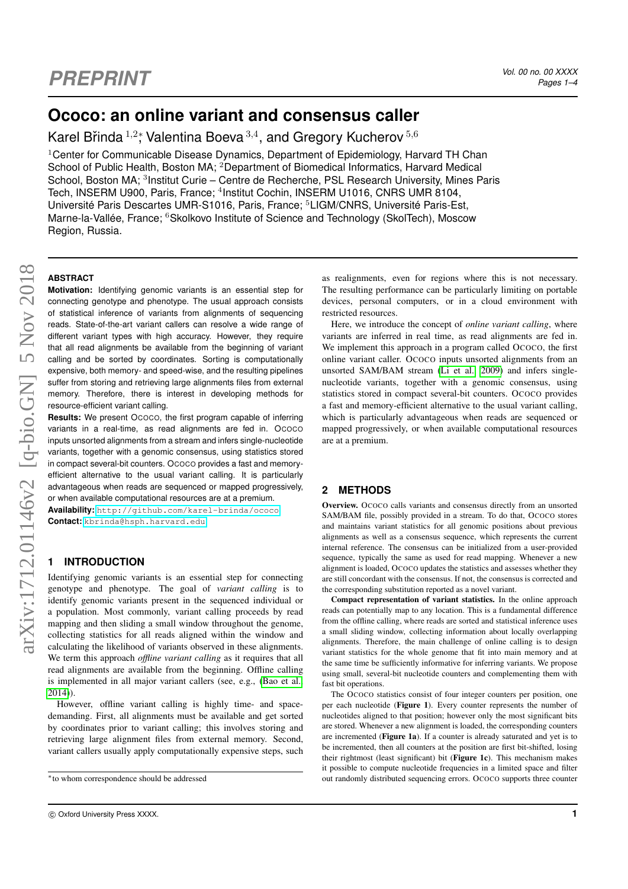# Ococo: an online variant and consensus caller

Karel Břinda [1,2]*, Valentina Boeva [3,4], and Gregory Kucherov [5,6]

[1]Center for Communicable Disease Dynamics, Department of Epidemiology, Harvard TH Chan School of Public Health, Boston MA; [2]Department of Biomedical Informatics, Harvard Medical School, Boston MA; [3]Institut Curie – Centre de Recherche, PSL Research University, Mines Paris Tech, INSERM U900, Paris, France; [4]Institut Cochin, INSERM U1016, CNRS UMR 8104, Université Paris Descartes UMR-S1016, Paris, France; [5]LIGM/CNRS, Université Paris-Est, Marne-la-Vallée, France; [6]Skolkovo Institute of Science and Technology (SkolTech), Moscow Region, Russia.

### ABSTRACT

**Motivation:** Identifying genomic variants is an essential step for connecting genotype and phenotype. The usual approach consists of statistical inference of variants from alignments of sequencing reads. State-of-the-art variant callers can resolve a wide range of different variant types with high accuracy. However, they require that all read alignments be available from the beginning of variant calling and be sorted by coordinates. Sorting is computationally expensive, both memory- and speed-wise, and the resulting pipelines suffer from storing and retrieving large alignments files from external memory. Therefore, there is interest in developing methods for resource-efficient variant calling.

**Results:** We present OCOCO, the first program capable of inferring variants in a real-time, as read alignments are fed in. OCOCO inputs unsorted alignments from a stream and infers single-nucleotide variants, together with a genomic consensus, using statistics stored in compact several-bit counters. OCOCO provides a fast and memory-efficient alternative to the usual variant calling. It is particularly advantageous when reads are sequenced or mapped progressively, or when available computational resources are at a premium.

**Availability:** http://github.com/karel-brinda/ococo

**Contact:** kbrinda@hsph.harvard.edu

## 1 INTRODUCTION

Identifying genomic variants is an essential step for connecting genotype and phenotype. The goal of *variant calling* is to identify genomic variants present in the sequenced individual or a population. Most commonly, variant calling proceeds by read mapping and then sliding a small window throughout the genome, collecting statistics for all reads aligned within the window and calculating the likelihood of variants observed in these alignments. We term this approach *offline variant calling* as it requires that all read alignments are available from the beginning. Offline calling is implemented in all major variant callers (see, e.g., (Bao et al., 2014)).

However, offline variant calling is highly time- and space-demanding. First, all alignments must be available and get sorted by coordinates prior to variant calling; this involves storing and retrieving large alignment files from external memory. Second, variant callers usually apply computationally expensive steps, such as realignments, even for regions where this is not necessary. The resulting performance can be particularly limiting on portable devices, personal computers, or in a cloud environment with restricted resources.

Here, we introduce the concept of *online variant calling*, where variants are inferred in real time, as read alignments are fed in. We implement this approach in a program called OCOCO, the first online variant caller. OCOCO inputs unsorted alignments from an unsorted SAM/BAM stream (Li et al., 2009) and infers single-nucleotide variants, together with a genomic consensus, using statistics stored in compact several-bit counters. OCOCO provides a fast and memory-efficient alternative to the usual variant calling, which is particularly advantageous when reads are sequenced or mapped progressively, or when available computational resources are at a premium.

## 2 METHODS

**Overview.** OCOCO calls variants and consensus directly from an unsorted SAM/BAM file, possibly provided in a stream. To do that, OCOCO stores and maintains variant statistics for all genomic positions about previous alignments as well as a consensus sequence, which represents the current internal reference. The consensus can be initialized from a user-provided sequence, typically the same as used for read mapping. Whenever a new alignment is loaded, OCOCO updates the statistics and assesses whether they are still concordant with the consensus. If not, the consensus is corrected and the corresponding substitution reported as a novel variant.

**Compact representation of variant statistics.** In the online approach reads can potentially map to any location. This is a fundamental difference from the offline calling, where reads are sorted and statistical inference uses a small sliding window, collecting information about locally overlapping alignments. Therefore, the main challenge of online calling is to design variant statistics for the whole genome that fit into main memory and at the same time be sufficiently informative for inferring variants. We propose using small, several-bit nucleotide counters and complementing them with fast bit operations.

The OCOCO statistics consist of four integer counters per position, one per each nucleotide (**Figure 1**). Every counter represents the number of nucleotides aligned to that position; however only the most significant bits are stored. Whenever a new alignment is loaded, the corresponding counters are incremented (**Figure 1a**). If a counter is already saturated and yet is to be incremented, then all counters at the position are first bit-shifted, losing their rightmost (least significant) bit (**Figure 1c**). This mechanism makes it possible to compute nucleotide frequencies in a limited space and filter out randomly distributed sequencing errors. OCOCO supports three counter

*to whom correspondence should be addressed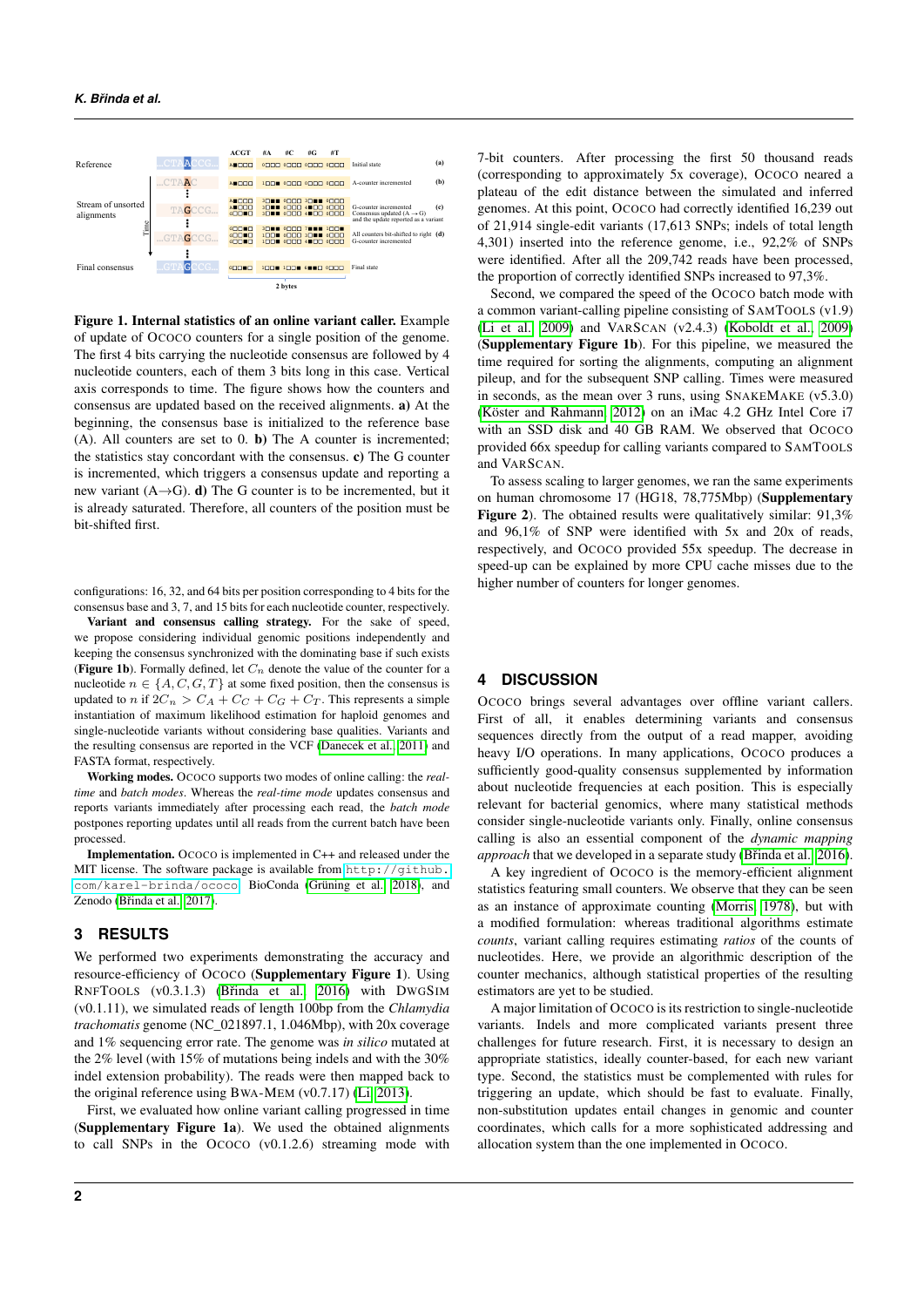**Figure 1. Internal statistics of an online variant caller.** Example of update of OCOCO counters for a single position of the genome. The first 4 bits carrying the nucleotide consensus are followed by 4 nucleotide counters, each of them 3 bits long in this case. Vertical axis corresponds to time. The figure shows how the counters and consensus are updated based on the received alignments. **a)** At the beginning, the consensus base is initialized to the reference base (A). All counters are set to 0. **b)** The A counter is incremented; the statistics stay concordant with the consensus. **c)** The G counter is incremented, which triggers a consensus update and reporting a new variant (A→G). **d)** The G counter is to be incremented, but it is already saturated. Therefore, all counters of the position must be bit-shifted first.

configurations: 16, 32, and 64 bits per position corresponding to 4 bits for the consensus base and 3, 7, and 15 bits for each nucleotide counter, respectively.

**Variant and consensus calling strategy.** For the sake of speed, we propose considering individual genomic positions independently and keeping the consensus synchronized with the dominating base if such exists (**Figure 1b**). Formally defined, let $C_n$ denote the value of the counter for a nucleotide $n \in \{A, C, G, T\}$ at some fixed position, then the consensus is updated to $n$ if $2C_n > C_A + C_C + C_G + C_T$. This represents a simple instantiation of maximum likelihood estimation for haploid genomes and single-nucleotide variants without considering base qualities. Variants and the resulting consensus are reported in the VCF (Danecek et al., 2011) and FASTA format, respectively.

**Working modes.** OCOCO supports two modes of online calling: the *real-time* and *batch modes*. Whereas the *real-time mode* updates consensus and reports variants immediately after processing each read, the *batch mode* postpones reporting updates until all reads from the current batch have been processed.

**Implementation.** OCOCO is implemented in C++ and released under the MIT license. The software package is available from http://github.com/karel-brinda/ococo, BioConda (Grüning et al., 2018), and Zenodo (Břinda et al., 2017).

## 3 RESULTS

We performed two experiments demonstrating the accuracy and resource-efficiency of OCOCO (**Supplementary Figure 1**). Using RNFTOOLS (v0.3.1.3) (Břinda et al., 2016) with DWGSIM (v0.1.11), we simulated reads of length 100bp from the *Chlamydia trachomatis* genome (NC_021897.1, 1.046Mbp), with 20x coverage and 1% sequencing error rate. The genome was *in silico* mutated at the 2% level (with 15% of mutations being indels and with the 30% indel extension probability). The reads were then mapped back to the original reference using BWA-MEM (v0.7.17) (Li, 2013).

First, we evaluated how online variant calling progressed in time (**Supplementary Figure 1a**). We used the obtained alignments to call SNPs in the OCOCO (v0.1.2.6) streaming mode with 7-bit counters. After processing the first 50 thousand reads (corresponding to approximately 5x coverage), OCOCO neared a plateau of the edit distance between the simulated and inferred genomes. At this point, OCOCO had correctly identified 16,239 out of 21,914 single-edit variants (17,613 SNPs; indels of total length 4,301) inserted into the reference genome, i.e., 92,2% of SNPs were identified. After all the 209,742 reads have been processed, the proportion of correctly identified SNPs increased to 97,3%.

Second, we compared the speed of the OCOCO batch mode with a common variant-calling pipeline consisting of SAMTOOLS (v1.9) (Li et al., 2009) and VARSCAN (v2.4.3) (Koboldt et al., 2009) (**Supplementary Figure 1b**). For this pipeline, we measured the time required for sorting the alignments, computing an alignment pileup, and for the subsequent SNP calling. Times were measured in seconds, as the mean over 3 runs, using SNAKEMAKE (v5.3.0) (Köster and Rahmann, 2012) on an iMac 4.2 GHz Intel Core i7 with an SSD disk and 40 GB RAM. We observed that OCOCO provided 66x speedup for calling variants compared to SAMTOOLS and VARSCAN.

To assess scaling to larger genomes, we ran the same experiments on human chromosome 17 (HG18, 78,775Mbp) (**Supplementary Figure 2**). The obtained results were qualitatively similar: 91,3% and 96,1% of SNP were identified with 5x and 20x of reads, respectively, and OCOCO provided 55x speedup. The decrease in speed-up can be explained by more CPU cache misses due to the higher number of counters for longer genomes.

## 4 DISCUSSION

OCOCO brings several advantages over offline variant callers. First of all, it enables determining variants and consensus sequences directly from the output of a read mapper, avoiding heavy I/O operations. In many applications, OCOCO produces a sufficiently good-quality consensus supplemented by information about nucleotide frequencies at each position. This is especially relevant for bacterial genomics, where many statistical methods consider single-nucleotide variants only. Finally, online consensus calling is also an essential component of the *dynamic mapping approach* that we developed in a separate study (Břinda et al., 2016).

A key ingredient of OCOCO is the memory-efficient alignment statistics featuring small counters. We observe that they can be seen as an instance of approximate counting (Morris, 1978), but with a modified formulation: whereas traditional algorithms estimate *counts*, variant calling requires estimating *ratios* of the counts of nucleotides. Here, we provide an algorithmic description of the counter mechanics, although statistical properties of the resulting estimators are yet to be studied.

A major limitation of OCOCO is its restriction to single-nucleotide variants. Indels and more complicated variants present three challenges for future research. First, it is necessary to design an appropriate statistics, ideally counter-based, for each new variant type. Second, the statistics must be complemented with rules for triggering an update, which should be fast to evaluate. Finally, non-substitution updates entail changes in genomic and counter coordinates, which calls for a more sophisticated addressing and allocation system than the one implemented in OCOCO.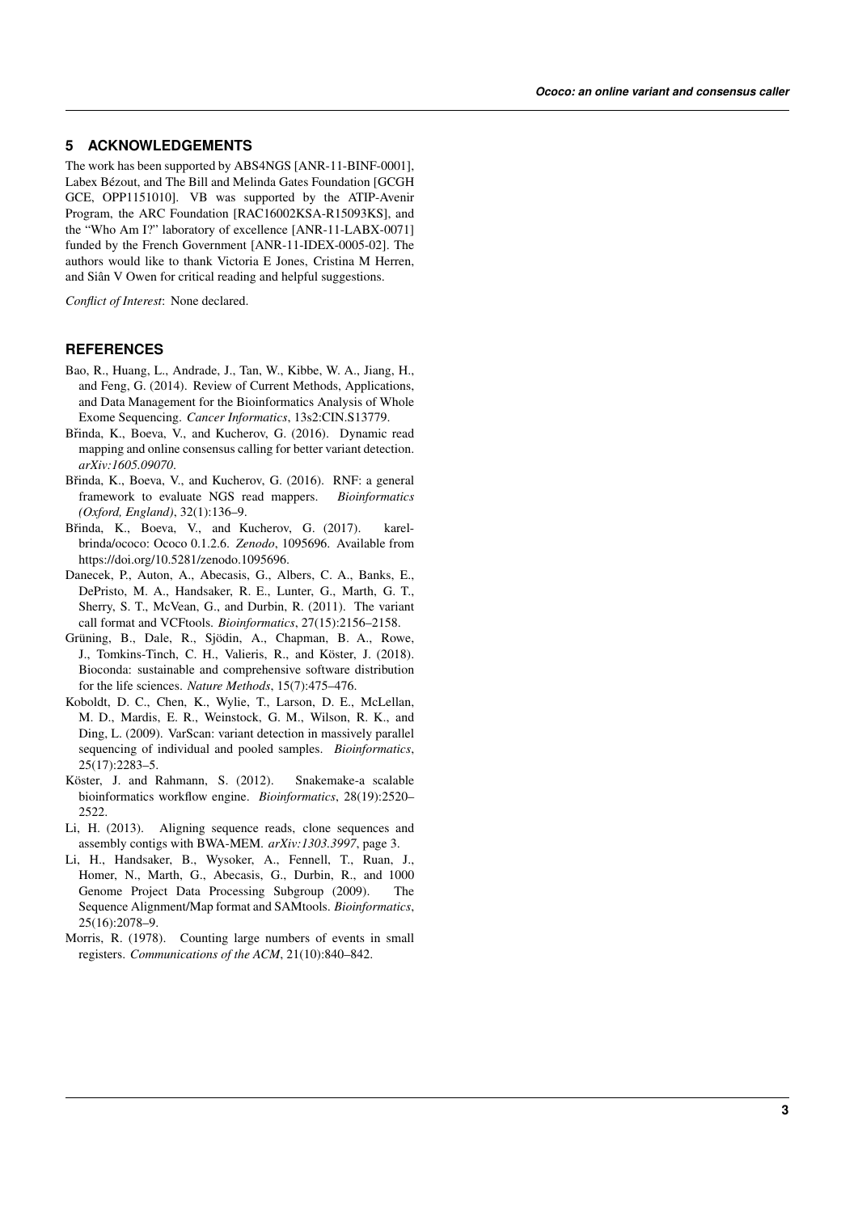## 5 ACKNOWLEDGEMENTS

The work has been supported by ABS4NGS [ANR-11-BINF-0001], Labex Bézout, and The Bill and Melinda Gates Foundation [GCGH GCE, OPP1151010]. VB was supported by the ATIP-Avenir Program, the ARC Foundation [RAC16002KSA-R15093KS], and the "Who Am I?" laboratory of excellence [ANR-11-LABX-0071] funded by the French Government [ANR-11-IDEX-0005-02]. The authors would like to thank Victoria E Jones, Cristina M Herren, and Siân V Owen for critical reading and helpful suggestions.

*Conflict of Interest*: None declared.

## REFERENCES

Bao, R., Huang, L., Andrade, J., Tan, W., Kibbe, W. A., Jiang, H., and Feng, G. (2014). Review of Current Methods, Applications, and Data Management for the Bioinformatics Analysis of Whole Exome Sequencing. *Cancer Informatics*, 13s2:CIN.S13779.

Břinda, K., Boeva, V., and Kucherov, G. (2016). Dynamic read mapping and online consensus calling for better variant detection. *arXiv:1605.09070*.

Břinda, K., Boeva, V., and Kucherov, G. (2016). RNF: a general framework to evaluate NGS read mappers. *Bioinformatics (Oxford, England)*, 32(1):136–9.

Břinda, K., Boeva, V., and Kucherov, G. (2017). karel-brinda/ococo: Ococo 0.1.2.6. *Zenodo*, 1095696. Available from https://doi.org/10.5281/zenodo.1095696.

Danecek, P., Auton, A., Abecasis, G., Albers, C. A., Banks, E., DePristo, M. A., Handsaker, R. E., Lunter, G., Marth, G. T., Sherry, S. T., McVean, G., and Durbin, R. (2011). The variant call format and VCFtools. *Bioinformatics*, 27(15):2156–2158.

Grüning, B., Dale, R., Sjödin, A., Chapman, B. A., Rowe, J., Tomkins-Tinch, C. H., Valieris, R., and Köster, J. (2018). Bioconda: sustainable and comprehensive software distribution for the life sciences. *Nature Methods*, 15(7):475–476.

Koboldt, D. C., Chen, K., Wylie, T., Larson, D. E., McLellan, M. D., Mardis, E. R., Weinstock, G. M., Wilson, R. K., and Ding, L. (2009). VarScan: variant detection in massively parallel sequencing of individual and pooled samples. *Bioinformatics*, 25(17):2283–5.

Köster, J. and Rahmann, S. (2012). Snakemake-a scalable bioinformatics workflow engine. *Bioinformatics*, 28(19):2520–2522.

Li, H. (2013). Aligning sequence reads, clone sequences and assembly contigs with BWA-MEM. *arXiv:1303.3997*, page 3.

Li, H., Handsaker, B., Wysoker, A., Fennell, T., Ruan, J., Homer, N., Marth, G., Abecasis, G., Durbin, R., and 1000 Genome Project Data Processing Subgroup (2009). The Sequence Alignment/Map format and SAMtools. *Bioinformatics*, 25(16):2078–9.

Morris, R. (1978). Counting large numbers of events in small registers. *Communications of the ACM*, 21(10):840–842.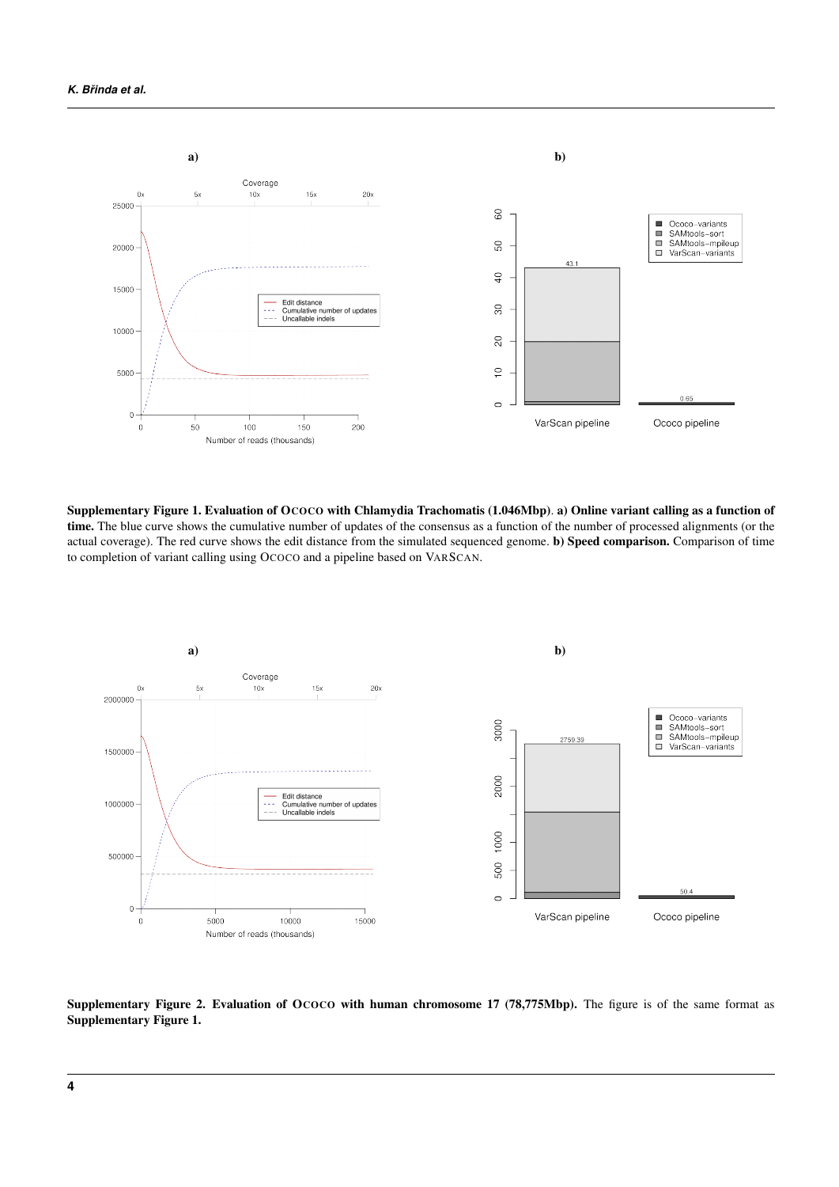a)

Coverage

0x 5x 10x 15x 20x

25000
20000
15000
10000
5000
0

0 50 100 150 200

Number of reads (thousands)

Edit distance
Cumulative number of updates
Uncallable indels

b)

60
50
40
30
20
10
0

43.1

0.65

VarScan pipeline

Ococo pipeline

Ococo–variants
SAMtools–sort
SAMtools–mpileup
VarScan–variants

**Supplementary Figure 1. Evaluation of OCOCO with Chlamydia Trachomatis (1.046Mbp)**. **a) Online variant calling as a function of time.** The blue curve shows the cumulative number of updates of the consensus as a function of the number of processed alignments (or the actual coverage). The red curve shows the edit distance from the simulated sequenced genome. **b) Speed comparison.** Comparison of time to completion of variant calling using OCOCO and a pipeline based on VARSCAN.

a)

Coverage

0x 5x 10x 15x 20x

2000000
1500000
1000000
500000
0

0 5000 10000 15000

Number of reads (thousands)

Edit distance
Cumulative number of updates
Uncallable indels

b)

3000
2000
1000
500
0

2759.39

50.4

VarScan pipeline

Ococo pipeline

Ococo–variants
SAMtools–sort
SAMtools–mpileup
VarScan–variants

**Supplementary Figure 2. Evaluation of OCOCO with human chromosome 17 (78,775Mbp).** The figure is of the same format as **Supplementary Figure 1.**